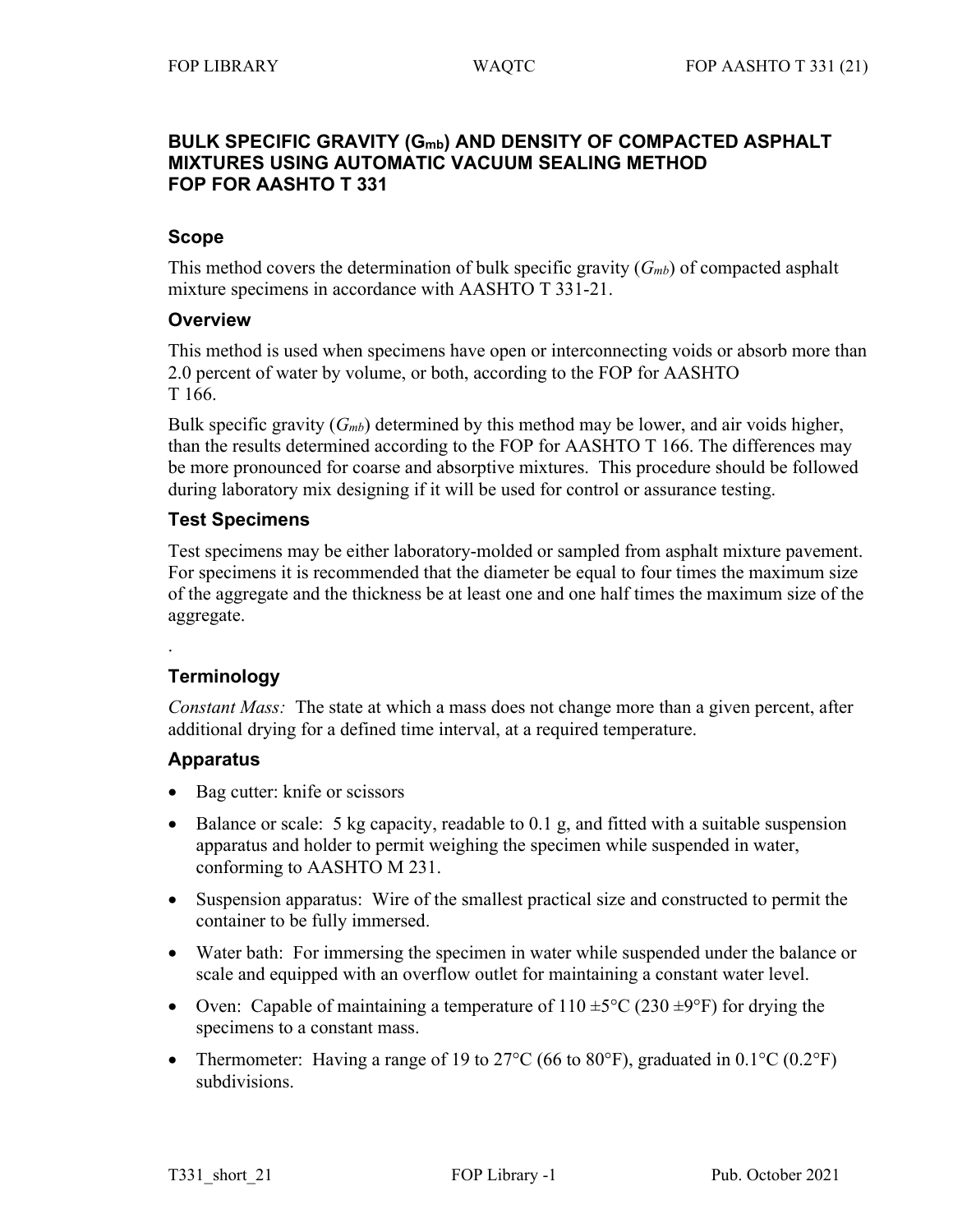# BULK SPECIFIC GRAVITY ($G_{mb}$) AND DENSITY OF COMPACTED ASPHALT MIXTURES USING AUTOMATIC VACUUM SEALING METHOD FOP FOR AASHTO T 331

## Scope

This method covers the determination of bulk specific gravity ($G_{mb}$) of compacted asphalt mixture specimens in accordance with AASHTO T 331-21.

## Overview

This method is used when specimens have open or interconnecting voids or absorb more than 2.0 percent of water by volume, or both, according to the FOP for AASHTO T 166.

Bulk specific gravity ($G_{mb}$) determined by this method may be lower, and air voids higher, than the results determined according to the FOP for AASHTO T 166. The differences may be more pronounced for coarse and absorptive mixtures. This procedure should be followed during laboratory mix designing if it will be used for control or assurance testing.

## Test Specimens

Test specimens may be either laboratory-molded or sampled from asphalt mixture pavement. For specimens it is recommended that the diameter be equal to four times the maximum size of the aggregate and the thickness be at least one and one half times the maximum size of the aggregate.

.

## Terminology

*Constant Mass:* The state at which a mass does not change more than a given percent, after additional drying for a defined time interval, at a required temperature.

## Apparatus

- Bag cutter: knife or scissors
- Balance or scale: 5 kg capacity, readable to 0.1 g, and fitted with a suitable suspension apparatus and holder to permit weighing the specimen while suspended in water, conforming to AASHTO M 231.
- Suspension apparatus: Wire of the smallest practical size and constructed to permit the container to be fully immersed.
- Water bath: For immersing the specimen in water while suspended under the balance or scale and equipped with an overflow outlet for maintaining a constant water level.
- Oven: Capable of maintaining a temperature of 110 ±5°C (230 ±9°F) for drying the specimens to a constant mass.
- Thermometer: Having a range of 19 to 27°C (66 to 80°F), graduated in 0.1°C (0.2°F) subdivisions.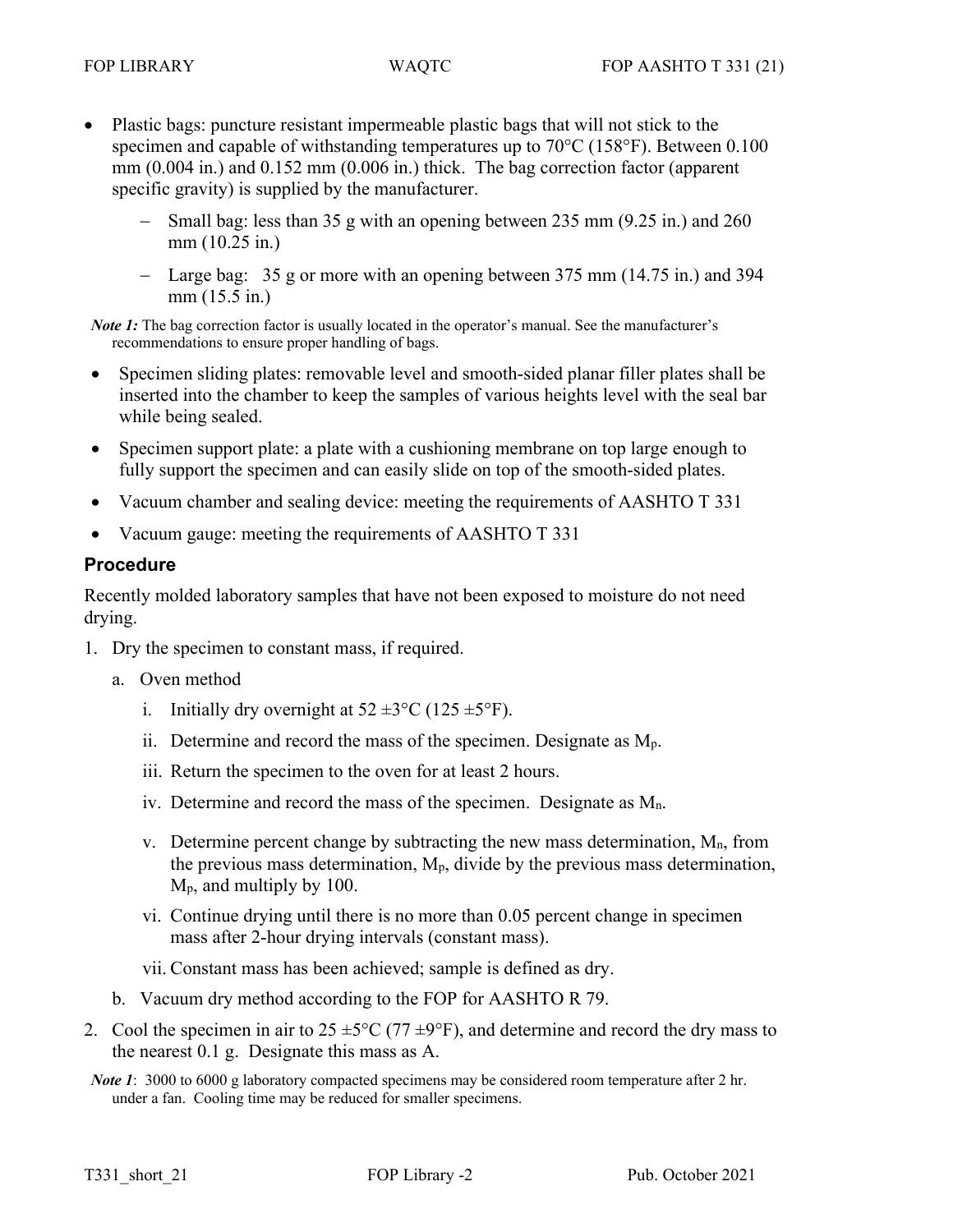- Plastic bags: puncture resistant impermeable plastic bags that will not stick to the specimen and capable of withstanding temperatures up to 70°C (158°F). Between 0.100 mm (0.004 in.) and 0.152 mm (0.006 in.) thick. The bag correction factor (apparent specific gravity) is supplied by the manufacturer.
  - Small bag: less than 35 g with an opening between 235 mm (9.25 in.) and 260 mm (10.25 in.)
  - Large bag: 35 g or more with an opening between 375 mm (14.75 in.) and 394 mm (15.5 in.)

***Note 1:*** The bag correction factor is usually located in the operator's manual. See the manufacturer's recommendations to ensure proper handling of bags.

- Specimen sliding plates: removable level and smooth-sided planar filler plates shall be inserted into the chamber to keep the samples of various heights level with the seal bar while being sealed.
- Specimen support plate: a plate with a cushioning membrane on top large enough to fully support the specimen and can easily slide on top of the smooth-sided plates.
- Vacuum chamber and sealing device: meeting the requirements of AASHTO T 331
- Vacuum gauge: meeting the requirements of AASHTO T 331

## Procedure

Recently molded laboratory samples that have not been exposed to moisture do not need drying.

1. Dry the specimen to constant mass, if required.
   a. Oven method
      i. Initially dry overnight at 52 ±3°C (125 ±5°F).
      ii. Determine and record the mass of the specimen. Designate as $M_p$.
      iii. Return the specimen to the oven for at least 2 hours.
      iv. Determine and record the mass of the specimen. Designate as $M_n$.
      v. Determine percent change by subtracting the new mass determination, $M_n$, from the previous mass determination, $M_p$, divide by the previous mass determination, $M_p$, and multiply by 100.
      vi. Continue drying until there is no more than 0.05 percent change in specimen mass after 2-hour drying intervals (constant mass).
      vii. Constant mass has been achieved; sample is defined as dry.
   b. Vacuum dry method according to the FOP for AASHTO R 79.
2. Cool the specimen in air to 25 ±5°C (77 ±9°F), and determine and record the dry mass to the nearest 0.1 g. Designate this mass as A.

***Note 1***: 3000 to 6000 g laboratory compacted specimens may be considered room temperature after 2 hr. under a fan. Cooling time may be reduced for smaller specimens.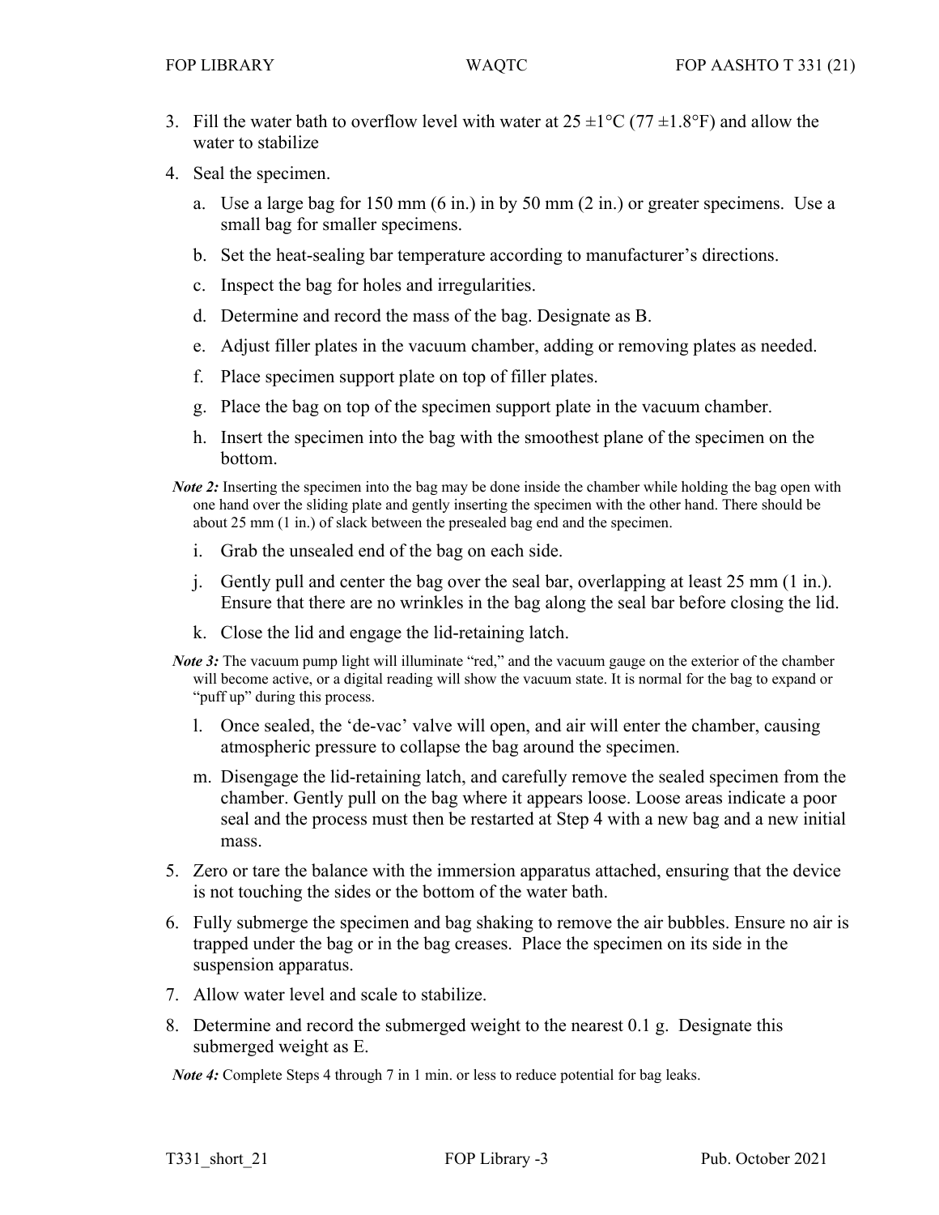3. Fill the water bath to overflow level with water at 25 ±1°C (77 ±1.8°F) and allow the water to stabilize

4. Seal the specimen.

   a. Use a large bag for 150 mm (6 in.) in by 50 mm (2 in.) or greater specimens. Use a small bag for smaller specimens.

   b. Set the heat-sealing bar temperature according to manufacturer's directions.

   c. Inspect the bag for holes and irregularities.

   d. Determine and record the mass of the bag. Designate as B.

   e. Adjust filler plates in the vacuum chamber, adding or removing plates as needed.

   f. Place specimen support plate on top of filler plates.

   g. Place the bag on top of the specimen support plate in the vacuum chamber.

   h. Insert the specimen into the bag with the smoothest plane of the specimen on the bottom.

***Note 2:*** Inserting the specimen into the bag may be done inside the chamber while holding the bag open with one hand over the sliding plate and gently inserting the specimen with the other hand. There should be about 25 mm (1 in.) of slack between the presealed bag end and the specimen.

   i. Grab the unsealed end of the bag on each side.

   j. Gently pull and center the bag over the seal bar, overlapping at least 25 mm (1 in.). Ensure that there are no wrinkles in the bag along the seal bar before closing the lid.

   k. Close the lid and engage the lid-retaining latch.

***Note 3:*** The vacuum pump light will illuminate "red," and the vacuum gauge on the exterior of the chamber will become active, or a digital reading will show the vacuum state. It is normal for the bag to expand or "puff up" during this process.

   l. Once sealed, the 'de-vac' valve will open, and air will enter the chamber, causing atmospheric pressure to collapse the bag around the specimen.

   m. Disengage the lid-retaining latch, and carefully remove the sealed specimen from the chamber. Gently pull on the bag where it appears loose. Loose areas indicate a poor seal and the process must then be restarted at Step 4 with a new bag and a new initial mass.

5. Zero or tare the balance with the immersion apparatus attached, ensuring that the device is not touching the sides or the bottom of the water bath.

6. Fully submerge the specimen and bag shaking to remove the air bubbles. Ensure no air is trapped under the bag or in the bag creases. Place the specimen on its side in the suspension apparatus.

7. Allow water level and scale to stabilize.

8. Determine and record the submerged weight to the nearest 0.1 g. Designate this submerged weight as E.

***Note 4:*** Complete Steps 4 through 7 in 1 min. or less to reduce potential for bag leaks.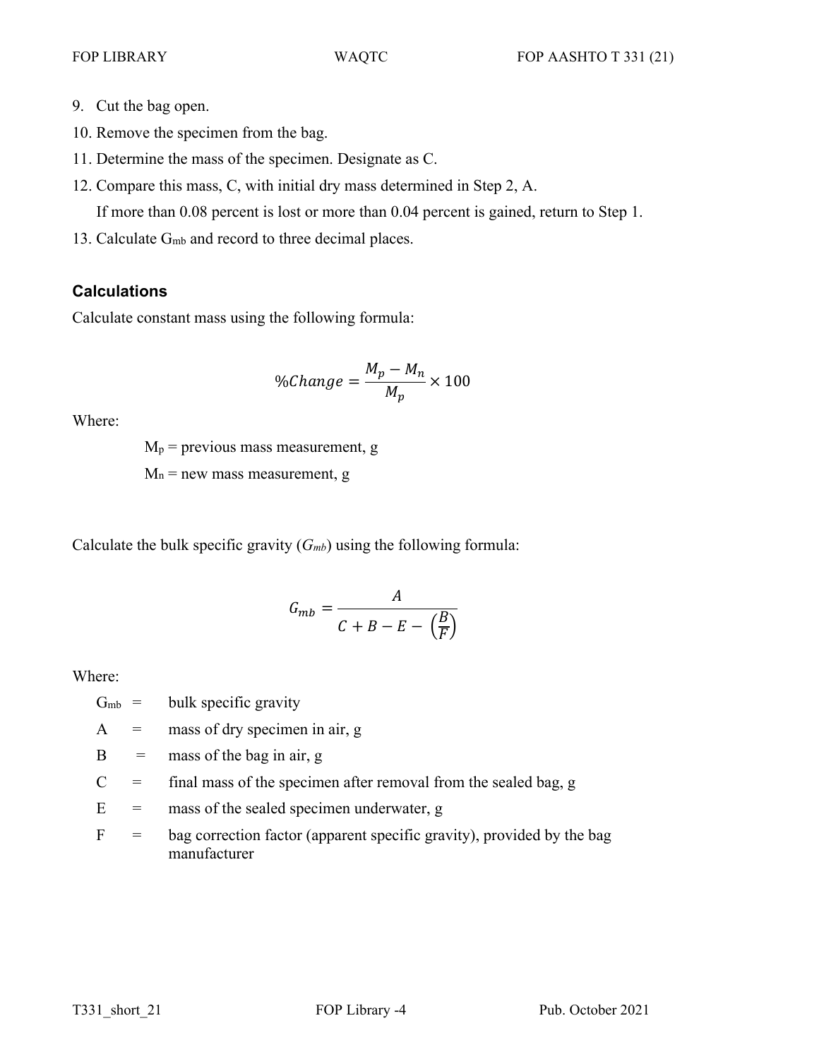9. Cut the bag open.
10. Remove the specimen from the bag.
11. Determine the mass of the specimen. Designate as C.
12. Compare this mass, C, with initial dry mass determined in Step 2, A.
    If more than 0.08 percent is lost or more than 0.04 percent is gained, return to Step 1.
13. Calculate $G_{mb}$ and record to three decimal places.

## Calculations

Calculate constant mass using the following formula:

$$\%Change = \frac{M_p - M_n}{M_p} \times 100$$

Where:

$M_p$ = previous mass measurement, g

$M_n$ = new mass measurement, g

Calculate the bulk specific gravity ($G_{mb}$) using the following formula:

$$G_{mb} = \frac{A}{C + B - E - \left(\frac{B}{F}\right)}$$

Where:

| | | |
|---|---|---|
| $G_{mb}$ | = | bulk specific gravity |
| A | = | mass of dry specimen in air, g |
| B | = | mass of the bag in air, g |
| C | = | final mass of the specimen after removal from the sealed bag, g |
| E | = | mass of the sealed specimen underwater, g |
| F | = | bag correction factor (apparent specific gravity), provided by the bag manufacturer |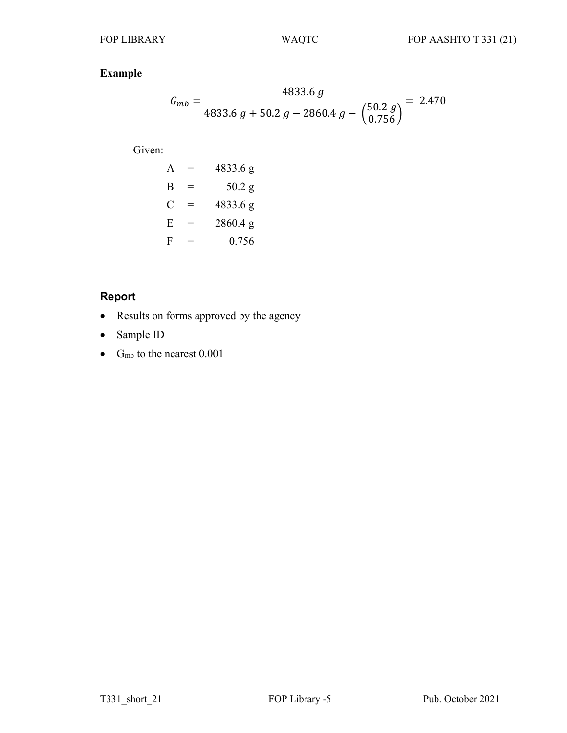**Example**

$$G_{mb} = \frac{4833.6\ g}{4833.6\ g + 50.2\ g - 2860.4\ g - \left(\frac{50.2\ g}{0.756}\right)} = 2.470$$

Given:

| | | |
|---|---|---|
| A | = | 4833.6 g |
| B | = | 50.2 g |
| C | = | 4833.6 g |
| E | = | 2860.4 g |
| F | = | 0.756 |

## Report

- Results on forms approved by the agency
- Sample ID
- $G_{mb}$ to the nearest 0.001